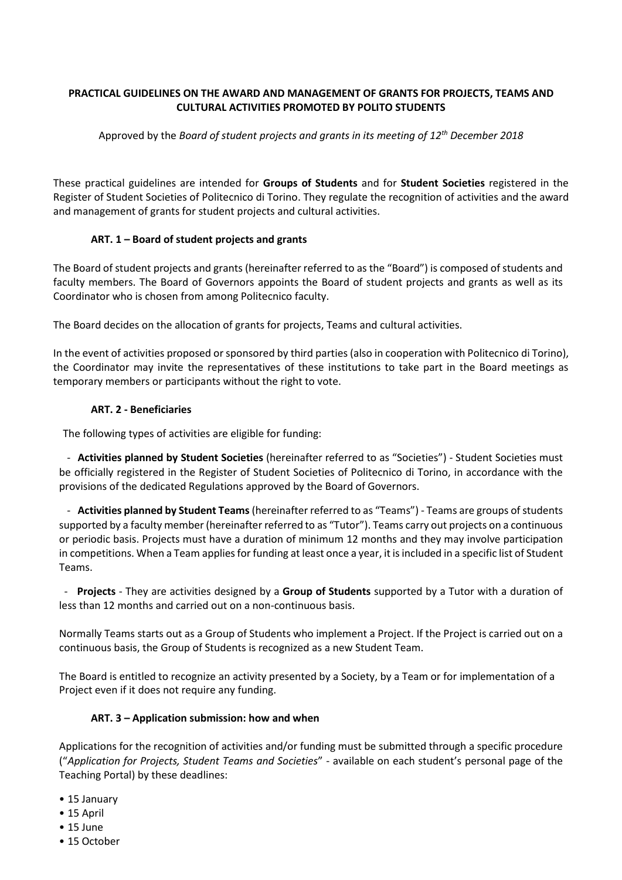# PRACTICAL GUIDELINES ON THE AWARD AND MANAGEMENT OF GRANTS FOR PROJECTS, TEAMS AND CULTURAL ACTIVITIES PROMOTED BY POLITO STUDENTS

Approved by the *Board of student projects and grants in its meeting of 12th December 2018*

These practical guidelines are intended for **Groups of Students** and for **Student Societies** registered in the Register of Student Societies of Politecnico di Torino. They regulate the recognition of activities and the award and management of grants for student projects and cultural activities.

## ART. 1 – Board of student projects and grants

The Board of student projects and grants (hereinafter referred to as the "Board") is composed of students and faculty members. The Board of Governors appoints the Board of student projects and grants as well as its Coordinator who is chosen from among Politecnico faculty.

The Board decides on the allocation of grants for projects, Teams and cultural activities.

In the event of activities proposed or sponsored by third parties (also in cooperation with Politecnico di Torino), the Coordinator may invite the representatives of these institutions to take part in the Board meetings as temporary members or participants without the right to vote.

## ART. 2 - Beneficiaries

The following types of activities are eligible for funding:

- **Activities planned by Student Societies** (hereinafter referred to as "Societies") - Student Societies must be officially registered in the Register of Student Societies of Politecnico di Torino, in accordance with the provisions of the dedicated Regulations approved by the Board of Governors.
- **Activities planned by Student Teams** (hereinafter referred to as "Teams") - Teams are groups of students supported by a faculty member (hereinafter referred to as "Tutor"). Teams carry out projects on a continuous or periodic basis. Projects must have a duration of minimum 12 months and they may involve participation in competitions. When a Team applies for funding at least once a year, it is included in a specific list of Student Teams.
- **Projects** - They are activities designed by a **Group of Students** supported by a Tutor with a duration of less than 12 months and carried out on a non-continuous basis.

Normally Teams starts out as a Group of Students who implement a Project. If the Project is carried out on a continuous basis, the Group of Students is recognized as a new Student Team.

The Board is entitled to recognize an activity presented by a Society, by a Team or for implementation of a Project even if it does not require any funding.

## ART. 3 – Application submission: how and when

Applications for the recognition of activities and/or funding must be submitted through a specific procedure ("*Application for Projects, Student Teams and Societies*" - available on each student's personal page of the Teaching Portal) by these deadlines:

- 15 January
- 15 April
- 15 June
- 15 October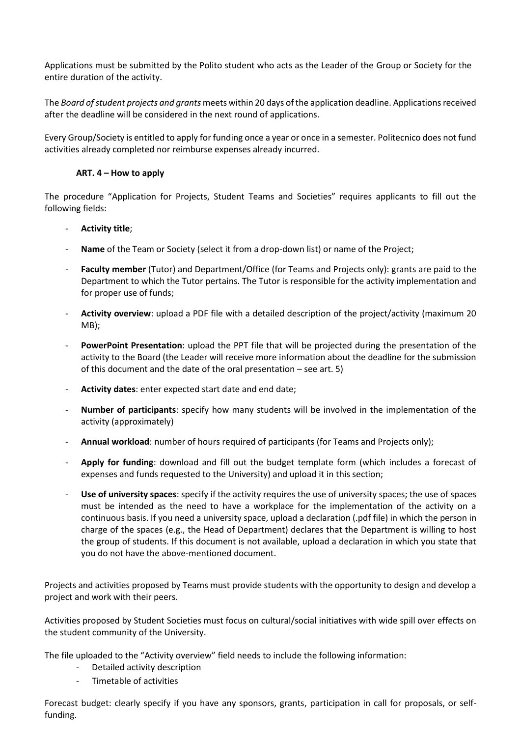Applications must be submitted by the Polito student who acts as the Leader of the Group or Society for the entire duration of the activity.

The *Board of student projects and grants* meets within 20 days of the application deadline. Applications received after the deadline will be considered in the next round of applications.

Every Group/Society is entitled to apply for funding once a year or once in a semester. Politecnico does not fund activities already completed nor reimburse expenses already incurred.

### ART. 4 – How to apply

The procedure "Application for Projects, Student Teams and Societies" requires applicants to fill out the following fields:

- **Activity title**;
- **Name** of the Team or Society (select it from a drop-down list) or name of the Project;
- **Faculty member** (Tutor) and Department/Office (for Teams and Projects only): grants are paid to the Department to which the Tutor pertains. The Tutor is responsible for the activity implementation and for proper use of funds;
- **Activity overview**: upload a PDF file with a detailed description of the project/activity (maximum 20 MB);
- **PowerPoint Presentation**: upload the PPT file that will be projected during the presentation of the activity to the Board (the Leader will receive more information about the deadline for the submission of this document and the date of the oral presentation – see art. 5)
- **Activity dates**: enter expected start date and end date;
- **Number of participants**: specify how many students will be involved in the implementation of the activity (approximately)
- **Annual workload**: number of hours required of participants (for Teams and Projects only);
- **Apply for funding**: download and fill out the budget template form (which includes a forecast of expenses and funds requested to the University) and upload it in this section;
- **Use of university spaces**: specify if the activity requires the use of university spaces; the use of spaces must be intended as the need to have a workplace for the implementation of the activity on a continuous basis. If you need a university space, upload a declaration (.pdf file) in which the person in charge of the spaces (e.g., the Head of Department) declares that the Department is willing to host the group of students. If this document is not available, upload a declaration in which you state that you do not have the above-mentioned document.

Projects and activities proposed by Teams must provide students with the opportunity to design and develop a project and work with their peers.

Activities proposed by Student Societies must focus on cultural/social initiatives with wide spill over effects on the student community of the University.

The file uploaded to the "Activity overview" field needs to include the following information:

- Detailed activity description
- Timetable of activities

Forecast budget: clearly specify if you have any sponsors, grants, participation in call for proposals, or self-funding.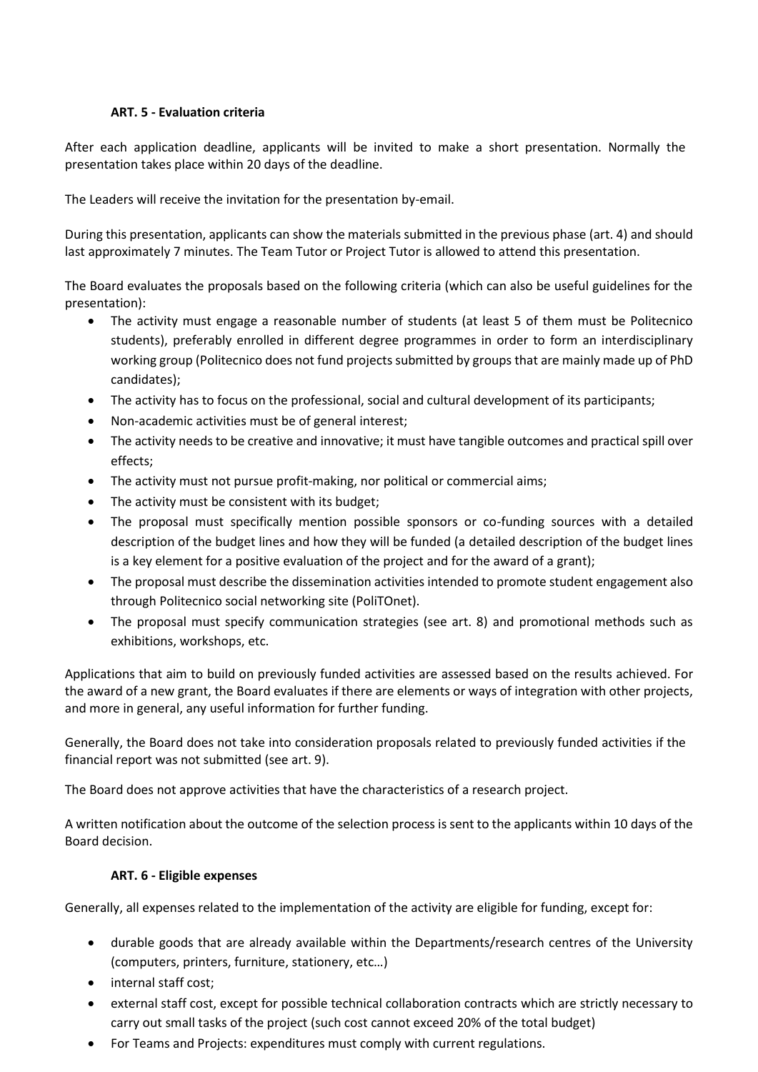### ART. 5 - Evaluation criteria

After each application deadline, applicants will be invited to make a short presentation. Normally the presentation takes place within 20 days of the deadline.

The Leaders will receive the invitation for the presentation by-email.

During this presentation, applicants can show the materials submitted in the previous phase (art. 4) and should last approximately 7 minutes. The Team Tutor or Project Tutor is allowed to attend this presentation.

The Board evaluates the proposals based on the following criteria (which can also be useful guidelines for the presentation):

- The activity must engage a reasonable number of students (at least 5 of them must be Politecnico students), preferably enrolled in different degree programmes in order to form an interdisciplinary working group (Politecnico does not fund projects submitted by groups that are mainly made up of PhD candidates);
- The activity has to focus on the professional, social and cultural development of its participants;
- Non-academic activities must be of general interest;
- The activity needs to be creative and innovative; it must have tangible outcomes and practical spill over effects;
- The activity must not pursue profit-making, nor political or commercial aims;
- The activity must be consistent with its budget;
- The proposal must specifically mention possible sponsors or co-funding sources with a detailed description of the budget lines and how they will be funded (a detailed description of the budget lines is a key element for a positive evaluation of the project and for the award of a grant);
- The proposal must describe the dissemination activities intended to promote student engagement also through Politecnico social networking site (PoliTOnet).
- The proposal must specify communication strategies (see art. 8) and promotional methods such as exhibitions, workshops, etc.

Applications that aim to build on previously funded activities are assessed based on the results achieved. For the award of a new grant, the Board evaluates if there are elements or ways of integration with other projects, and more in general, any useful information for further funding.

Generally, the Board does not take into consideration proposals related to previously funded activities if the financial report was not submitted (see art. 9).

The Board does not approve activities that have the characteristics of a research project.

A written notification about the outcome of the selection process is sent to the applicants within 10 days of the Board decision.

### ART. 6 - Eligible expenses

Generally, all expenses related to the implementation of the activity are eligible for funding, except for:

- durable goods that are already available within the Departments/research centres of the University (computers, printers, furniture, stationery, etc…)
- internal staff cost;
- external staff cost, except for possible technical collaboration contracts which are strictly necessary to carry out small tasks of the project (such cost cannot exceed 20% of the total budget)
- For Teams and Projects: expenditures must comply with current regulations.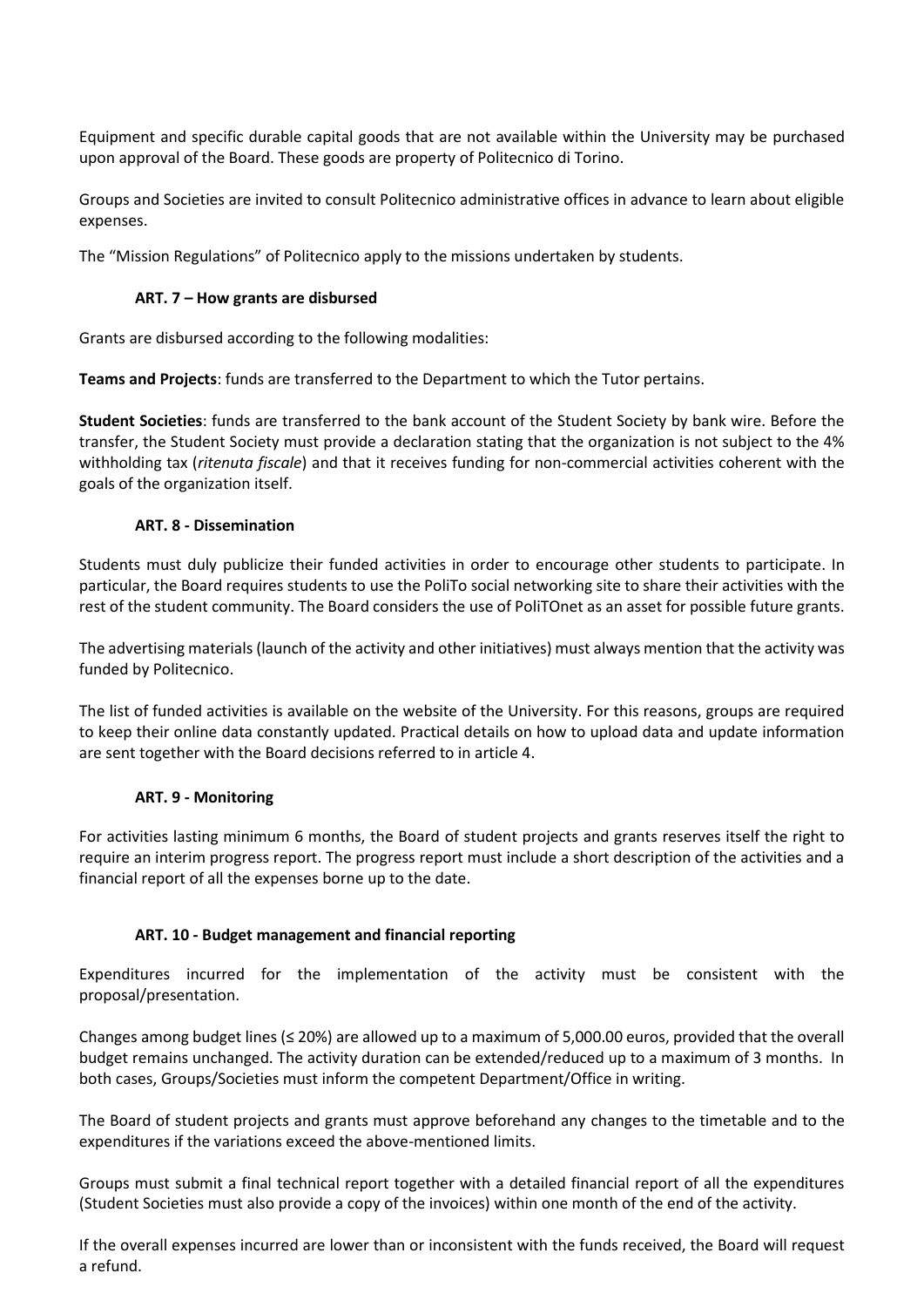Equipment and specific durable capital goods that are not available within the University may be purchased upon approval of the Board. These goods are property of Politecnico di Torino.

Groups and Societies are invited to consult Politecnico administrative offices in advance to learn about eligible expenses.

The "Mission Regulations" of Politecnico apply to the missions undertaken by students.

### ART. 7 – How grants are disbursed

Grants are disbursed according to the following modalities:

**Teams and Projects**: funds are transferred to the Department to which the Tutor pertains.

**Student Societies**: funds are transferred to the bank account of the Student Society by bank wire. Before the transfer, the Student Society must provide a declaration stating that the organization is not subject to the 4% withholding tax (*ritenuta fiscale*) and that it receives funding for non-commercial activities coherent with the goals of the organization itself.

### ART. 8 - Dissemination

Students must duly publicize their funded activities in order to encourage other students to participate. In particular, the Board requires students to use the PoliTo social networking site to share their activities with the rest of the student community. The Board considers the use of PoliTOnet as an asset for possible future grants.

The advertising materials (launch of the activity and other initiatives) must always mention that the activity was funded by Politecnico.

The list of funded activities is available on the website of the University. For this reasons, groups are required to keep their online data constantly updated. Practical details on how to upload data and update information are sent together with the Board decisions referred to in article 4.

### ART. 9 - Monitoring

For activities lasting minimum 6 months, the Board of student projects and grants reserves itself the right to require an interim progress report. The progress report must include a short description of the activities and a financial report of all the expenses borne up to the date.

### ART. 10 - Budget management and financial reporting

Expenditures incurred for the implementation of the activity must be consistent with the proposal/presentation.

Changes among budget lines (≤ 20%) are allowed up to a maximum of 5,000.00 euros, provided that the overall budget remains unchanged. The activity duration can be extended/reduced up to a maximum of 3 months. In both cases, Groups/Societies must inform the competent Department/Office in writing.

The Board of student projects and grants must approve beforehand any changes to the timetable and to the expenditures if the variations exceed the above-mentioned limits.

Groups must submit a final technical report together with a detailed financial report of all the expenditures (Student Societies must also provide a copy of the invoices) within one month of the end of the activity.

If the overall expenses incurred are lower than or inconsistent with the funds received, the Board will request a refund.